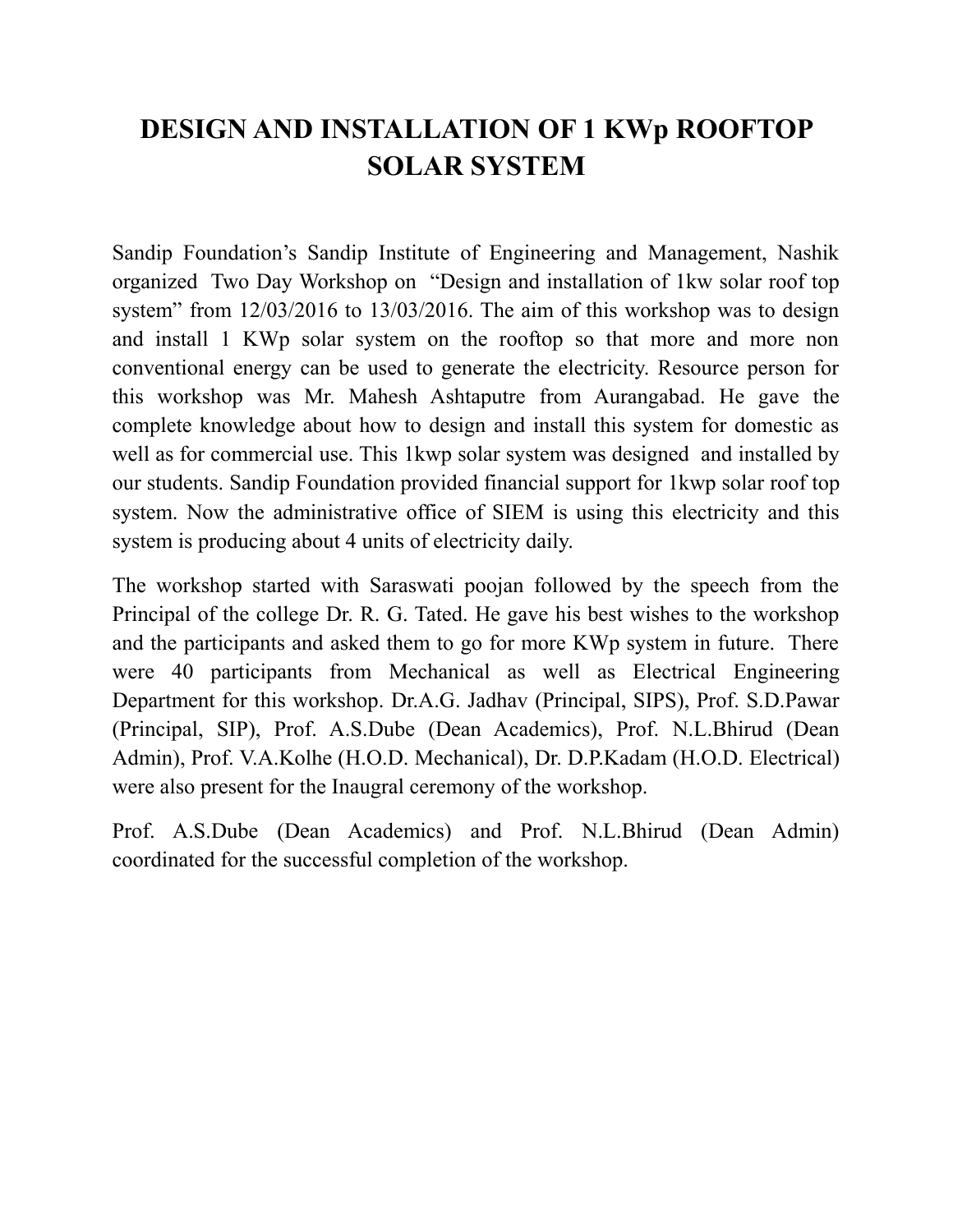# DESIGN AND INSTALLATION OF 1 KWp ROOFTOP SOLAR SYSTEM

Sandip Foundation's Sandip Institute of Engineering and Management, Nashik organized Two Day Workshop on "Design and installation of 1kw solar roof top system" from 12/03/2016 to 13/03/2016. The aim of this workshop was to design and install 1 KWp solar system on the rooftop so that more and more non conventional energy can be used to generate the electricity. Resource person for this workshop was Mr. Mahesh Ashtaputre from Aurangabad. He gave the complete knowledge about how to design and install this system for domestic as well as for commercial use. This 1kwp solar system was designed and installed by our students. Sandip Foundation provided financial support for 1kwp solar roof top system. Now the administrative office of SIEM is using this electricity and this system is producing about 4 units of electricity daily.

The workshop started with Saraswati poojan followed by the speech from the Principal of the college Dr. R. G. Tated. He gave his best wishes to the workshop and the participants and asked them to go for more KWp system in future. There were 40 participants from Mechanical as well as Electrical Engineering Department for this workshop. Dr.A.G. Jadhav (Principal, SIPS), Prof. S.D.Pawar (Principal, SIP), Prof. A.S.Dube (Dean Academics), Prof. N.L.Bhirud (Dean Admin), Prof. V.A.Kolhe (H.O.D. Mechanical), Dr. D.P.Kadam (H.O.D. Electrical) were also present for the Inaugral ceremony of the workshop.

Prof. A.S.Dube (Dean Academics) and Prof. N.L.Bhirud (Dean Admin) coordinated for the successful completion of the workshop.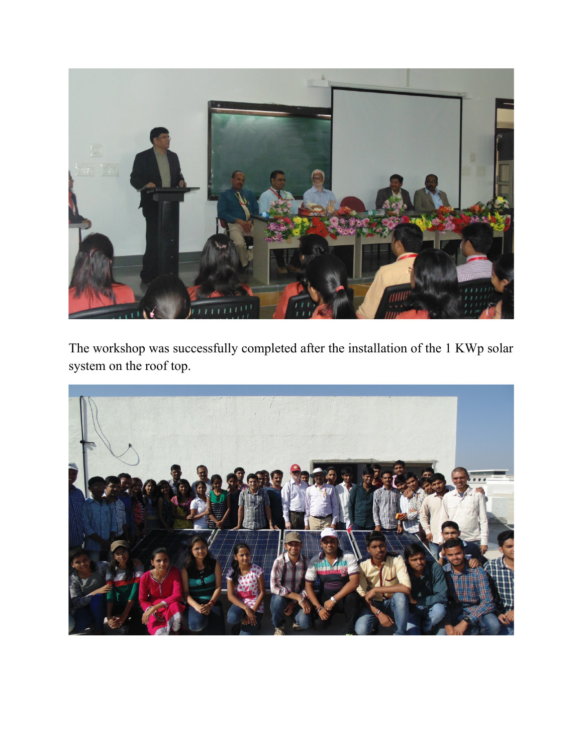The workshop was successfully completed after the installation of the 1 KWp solar system on the roof top.